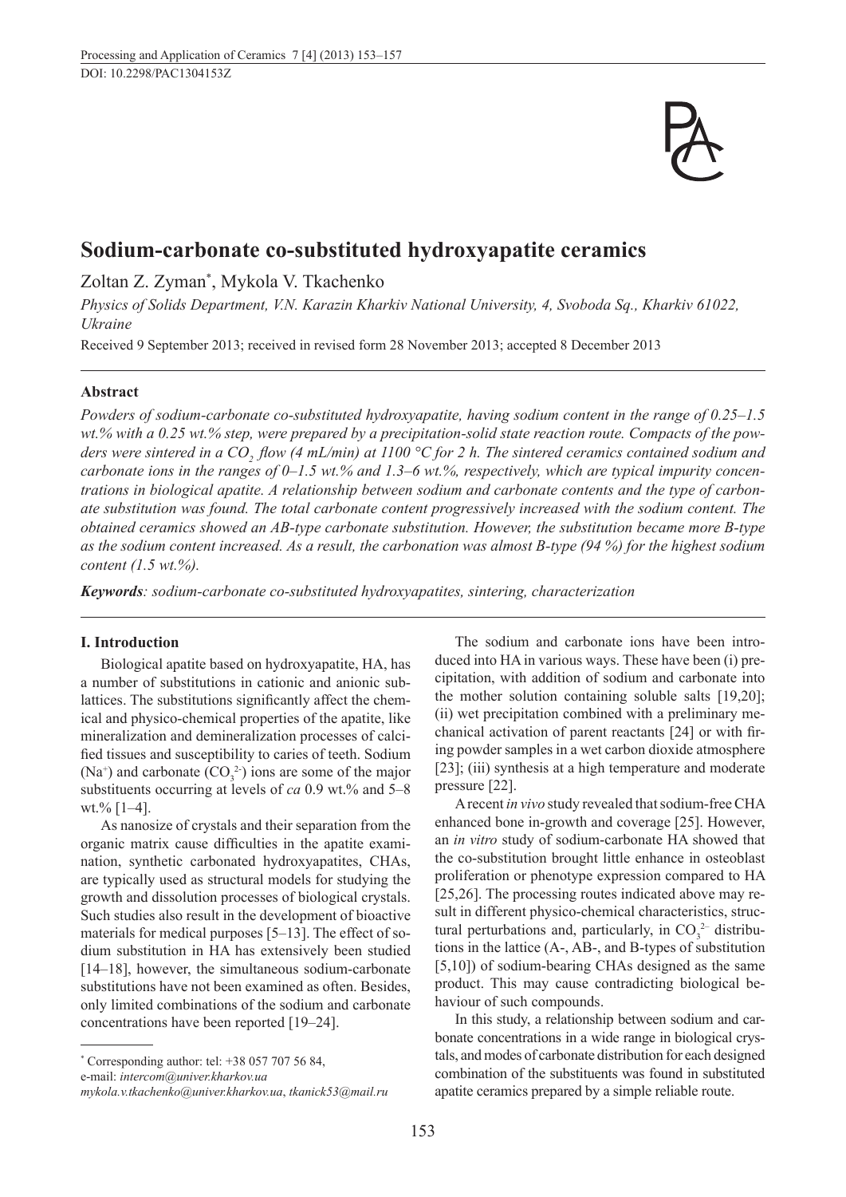DOI: 10.2298/PAC1304153Z

# Sodium-carbonate co-substituted hydroxyapatite ceramics

Zoltan Z. Zyman*, Mykola V. Tkachenko

*Physics of Solids Department, V.N. Karazin Kharkiv National University, 4, Svoboda Sq., Kharkiv 61022, Ukraine*

Received 9 September 2013; received in revised form 28 November 2013; accepted 8 December 2013

### Abstract

*Powders of sodium-carbonate co-substituted hydroxyapatite, having sodium content in the range of 0.25–1.5 wt.% with a 0.25 wt.% step, were prepared by a precipitation-solid state reaction route. Compacts of the powders were sintered in a $CO_2$ flow (4 mL/min) at 1100 °C for 2 h. The sintered ceramics contained sodium and carbonate ions in the ranges of 0–1.5 wt.% and 1.3–6 wt.%, respectively, which are typical impurity concentrations in biological apatite. A relationship between sodium and carbonate contents and the type of carbonate substitution was found. The total carbonate content progressively increased with the sodium content. The obtained ceramics showed an AB-type carbonate substitution. However, the substitution became more B-type as the sodium content increased. As a result, the carbonation was almost B-type (94 %) for the highest sodium content (1.5 wt.%).*

***Keywords****: sodium-carbonate co-substituted hydroxyapatites, sintering, characterization*

## I. Introduction

Biological apatite based on hydroxyapatite, HA, has a number of substitutions in cationic and anionic sublattices. The substitutions significantly affect the chemical and physico-chemical properties of the apatite, like mineralization and demineralization processes of calcified tissues and susceptibility to caries of teeth. Sodium ($Na^+$) and carbonate ($CO_3^{2-}$) ions are some of the major substituents occurring at levels of *ca* 0.9 wt.% and 5–8 wt.% [1–4].

As nanosize of crystals and their separation from the organic matrix cause difficulties in the apatite examination, synthetic carbonated hydroxyapatites, CHAs, are typically used as structural models for studying the growth and dissolution processes of biological crystals. Such studies also result in the development of bioactive materials for medical purposes [5–13]. The effect of sodium substitution in HA has extensively been studied [14–18], however, the simultaneous sodium-carbonate substitutions have not been examined as often. Besides, only limited combinations of the sodium and carbonate concentrations have been reported [19–24].

The sodium and carbonate ions have been introduced into HA in various ways. These have been (i) precipitation, with addition of sodium and carbonate into the mother solution containing soluble salts [19,20]; (ii) wet precipitation combined with a preliminary mechanical activation of parent reactants [24] or with firing powder samples in a wet carbon dioxide atmosphere [23]; (iii) synthesis at a high temperature and moderate pressure [22].

A recent *in vivo* study revealed that sodium-free CHA enhanced bone in-growth and coverage [25]. However, an *in vitro* study of sodium-carbonate HA showed that the co-substitution brought little enhance in osteoblast proliferation or phenotype expression compared to HA [25,26]. The processing routes indicated above may result in different physico-chemical characteristics, structural perturbations and, particularly, in $CO_3^{2-}$ distributions in the lattice (A-, AB-, and B-types of substitution [5,10]) of sodium-bearing CHAs designed as the same product. This may cause contradicting biological behaviour of such compounds.

In this study, a relationship between sodium and carbonate concentrations in a wide range in biological crystals, and modes of carbonate distribution for each designed combination of the substituents was found in substituted apatite ceramics prepared by a simple reliable route.

---

\* Corresponding author: tel: +38 057 707 56 84,
e-mail: *intercom@univer.kharkov.ua*
*mykola.v.tkachenko@univer.kharkov.ua*, *tkanick53@mail.ru*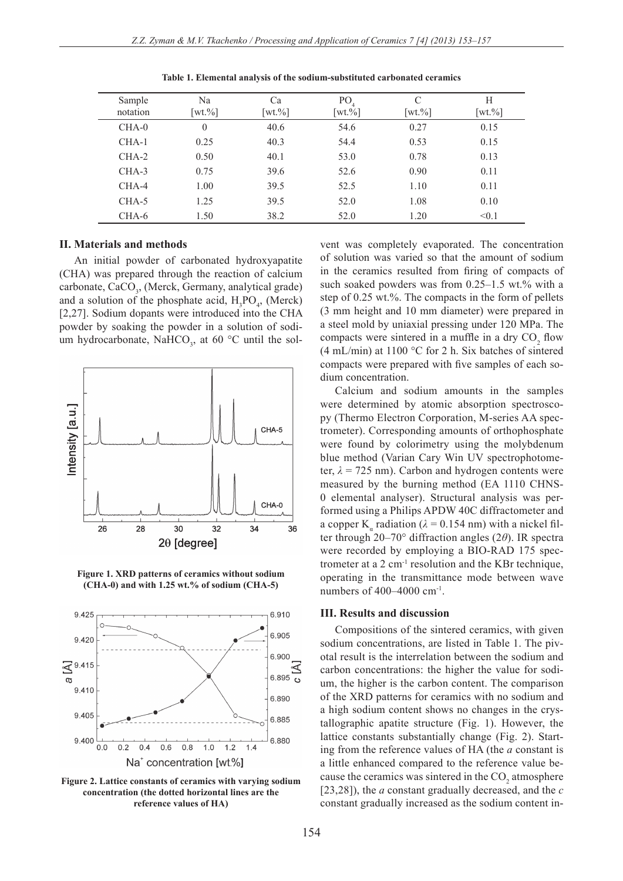**Table 1. Elemental analysis of the sodium-substituted carbonated ceramics**

| Sample notation | Na [wt.%] | Ca [wt.%] | $PO_4$ [wt.%] | C [wt.%] | H [wt.%] |
|---|---|---|---|---|---|
| CHA-0 | 0 | 40.6 | 54.6 | 0.27 | 0.15 |
| CHA-1 | 0.25 | 40.3 | 54.4 | 0.53 | 0.15 |
| CHA-2 | 0.50 | 40.1 | 53.0 | 0.78 | 0.13 |
| CHA-3 | 0.75 | 39.6 | 52.6 | 0.90 | 0.11 |
| CHA-4 | 1.00 | 39.5 | 52.5 | 1.10 | 0.11 |
| CHA-5 | 1.25 | 39.5 | 52.0 | 1.08 | 0.10 |
| CHA-6 | 1.50 | 38.2 | 52.0 | 1.20 | <0.1 |

## II. Materials and methods

An initial powder of carbonated hydroxyapatite (CHA) was prepared through the reaction of calcium carbonate, $CaCO_3$, (Merck, Germany, analytical grade) and a solution of the phosphate acid, $H_3PO_4$, (Merck) [2,27]. Sodium dopants were introduced into the CHA powder by soaking the powder in a solution of sodium hydrocarbonate, $NaHCO_3$, at 60 °C until the solvent was completely evaporated. The concentration of solution was varied so that the amount of sodium in the ceramics resulted from firing of compacts of such soaked powders was from 0.25–1.5 wt.% with a step of 0.25 wt.%. The compacts in the form of pellets (3 mm height and 10 mm diameter) were prepared in a steel mold by uniaxial pressing under 120 MPa. The compacts were sintered in a muffle in a dry $CO_2$ flow (4 mL/min) at 1100 °C for 2 h. Six batches of sintered compacts were prepared with five samples of each sodium concentration.

Calcium and sodium amounts in the samples were determined by atomic absorption spectroscopy (Thermo Electron Corporation, M-series AA spectrometer). Corresponding amounts of orthophosphate were found by colorimetry using the molybdenum blue method (Varian Cary Win UV spectrophotometer, $\lambda = 725$ nm). Carbon and hydrogen contents were measured by the burning method (EA 1110 CHNS-0 elemental analyser). Structural analysis was performed using a Philips APDW 40C diffractometer and a copper $K_\alpha$ radiation ($\lambda = 0.154$ nm) with a nickel filter through 20–70° diffraction angles ($2\theta$). IR spectra were recorded by employing a BIO-RAD 175 spectrometer at a 2 $cm^{-1}$ resolution and the KBr technique, operating in the transmittance mode between wave numbers of 400–4000 $cm^{-1}$.

**Figure 1. XRD patterns of ceramics without sodium (CHA-0) and with 1.25 wt.% of sodium (CHA-5)**

**Figure 2. Lattice constants of ceramics with varying sodium concentration (the dotted horizontal lines are the reference values of HA)**

## III. Results and discussion

Compositions of the sintered ceramics, with given sodium concentrations, are listed in Table 1. The pivotal result is the interrelation between the sodium and carbon concentrations: the higher the value for sodium, the higher is the carbon content. The comparison of the XRD patterns for ceramics with no sodium and a high sodium content shows no changes in the crystallographic apatite structure (Fig. 1). However, the lattice constants substantially change (Fig. 2). Starting from the reference values of HA (the *a* constant is a little enhanced compared to the reference value because the ceramics was sintered in the $CO_2$ atmosphere [23,28]), the *a* constant gradually decreased, and the *c* constant gradually increased as the sodium content in-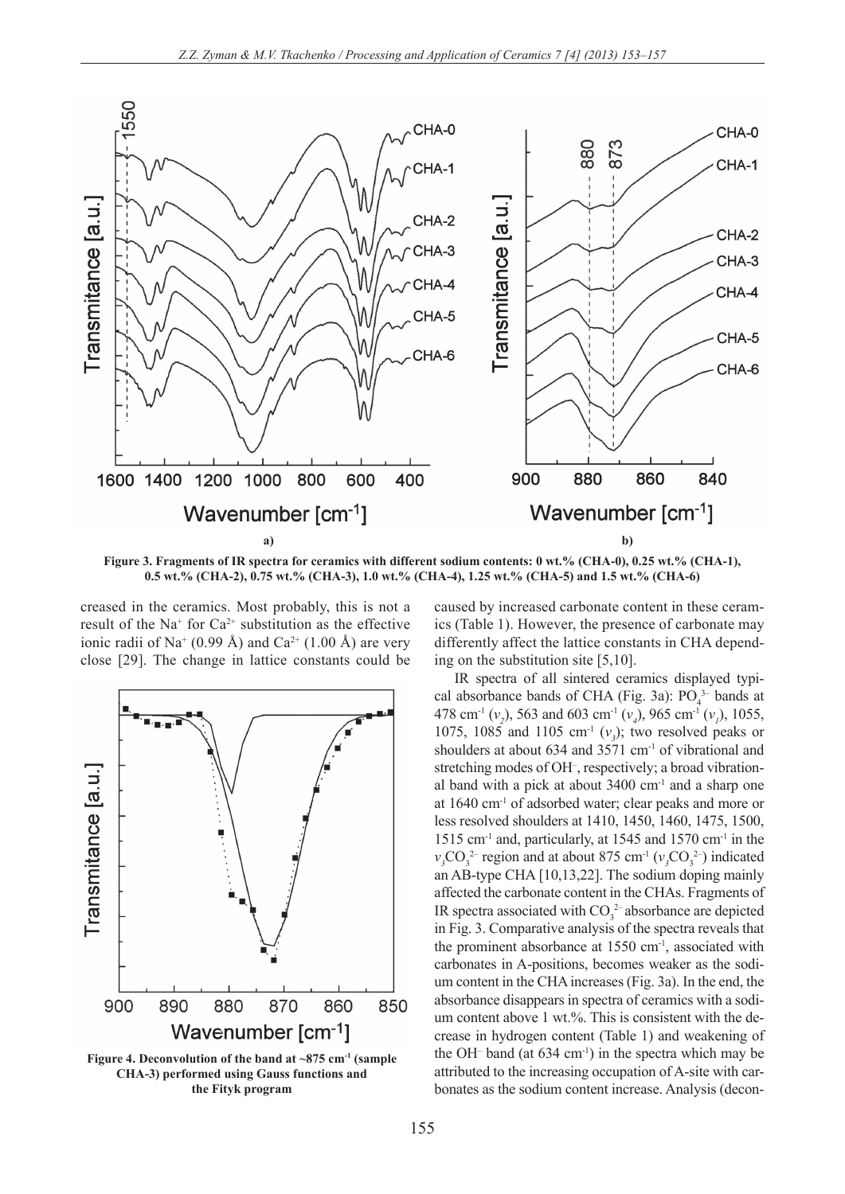**Figure 3. Fragments of IR spectra for ceramics with different sodium contents: 0 wt.% (CHA-0), 0.25 wt.% (CHA-1), 0.5 wt.% (CHA-2), 0.75 wt.% (CHA-3), 1.0 wt.% (CHA-4), 1.25 wt.% (CHA-5) and 1.5 wt.% (CHA-6)**

creased in the ceramics. Most probably, this is not a result of the $Na^+$ for $Ca^{2+}$ substitution as the effective ionic radii of $Na^+$ (0.99 Å) and $Ca^{2+}$ (1.00 Å) are very close [29]. The change in lattice constants could be caused by increased carbonate content in these ceramics (Table 1). However, the presence of carbonate may differently affect the lattice constants in CHA depending on the substitution site [5,10].

**Figure 4. Deconvolution of the band at ~875 cm$^{-1}$ (sample CHA-3) performed using Gauss functions and the Fityk program**

IR spectra of all sintered ceramics displayed typical absorbance bands of CHA (Fig. 3a): $PO_4^{3-}$ bands at 478 cm$^{-1}$ ($v_2$), 563 and 603 cm$^{-1}$ ($v_4$), 965 cm$^{-1}$ ($v_1$), 1055, 1075, 1085 and 1105 cm$^{-1}$ ($v_3$); two resolved peaks or shoulders at about 634 and 3571 cm$^{-1}$ of vibrational and stretching modes of $OH^-$, respectively; a broad vibrational band with a pick at about 3400 cm$^{-1}$ and a sharp one at 1640 cm$^{-1}$ of adsorbed water; clear peaks and more or less resolved shoulders at 1410, 1450, 1460, 1475, 1500, 1515 cm$^{-1}$ and, particularly, at 1545 and 1570 cm$^{-1}$ in the $v_3CO_3^{2-}$ region and at about 875 cm$^{-1}$ ($v_3CO_3^{2-}$) indicated an AB-type CHA [10,13,22]. The sodium doping mainly affected the carbonate content in the CHAs. Fragments of IR spectra associated with $CO_3^{2-}$ absorbance are depicted in Fig. 3. Comparative analysis of the spectra reveals that the prominent absorbance at 1550 cm$^{-1}$, associated with carbonates in A-positions, becomes weaker as the sodium content in the CHA increases (Fig. 3a). In the end, the absorbance disappears in spectra of ceramics with a sodium content above 1 wt.%. This is consistent with the decrease in hydrogen content (Table 1) and weakening of the $OH^-$ band (at 634 cm$^{-1}$) in the spectra which may be attributed to the increasing occupation of A-site with carbonates as the sodium content increase. Analysis (decon-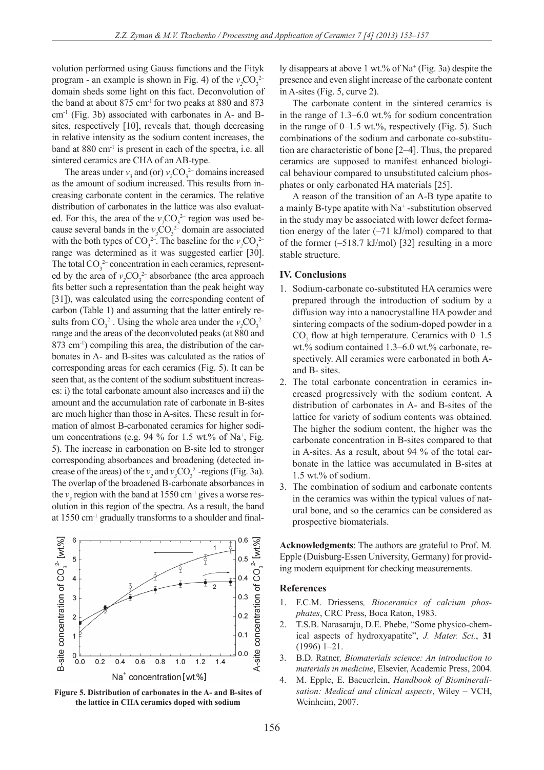volution performed using Gauss functions and the Fityk program - an example is shown in Fig. 4) of the $v_2CO_3^{2-}$ domain sheds some light on this fact. Deconvolution of the band at about 875 $cm^{-1}$ for two peaks at 880 and 873 $cm^{-1}$ (Fig. 3b) associated with carbonates in A- and B-sites, respectively [10], reveals that, though decreasing in relative intensity as the sodium content increases, the band at 880 $cm^{-1}$ is present in each of the spectra, i.e. all sintered ceramics are CHA of an AB-type.

The areas under $v_3$ and (or) $v_2CO_3^{2-}$ domains increased as the amount of sodium increased. This results from increasing carbonate content in the ceramics. The relative distribution of carbonates in the lattice was also evaluated. For this, the area of the $v_2CO_3^{2-}$ region was used because several bands in the $v_3CO_3^{2-}$ domain are associated with the both types of $CO_3^{2-}$. The baseline for the $v_2CO_3^{2-}$ range was determined as it was suggested earlier [30]. The total $CO_3^{2-}$ concentration in each ceramics, represented by the area of $v_2CO_3^{2-}$ absorbance (the area approach fits better such a representation than the peak height way [31]), was calculated using the corresponding content of carbon (Table 1) and assuming that the latter entirely results from $CO_3^{2-}$. Using the whole area under the $v_2CO_3^{2-}$ range and the areas of the deconvoluted peaks (at 880 and 873 $cm^{-1}$) compiling this area, the distribution of the carbonates in A- and B-sites was calculated as the ratios of corresponding areas for each ceramics (Fig. 5). It can be seen that, as the content of the sodium substituent increases: i) the total carbonate amount also increases and ii) the amount and the accumulation rate of carbonate in B-sites are much higher than those in A-sites. These result in formation of almost B-carbonated ceramics for higher sodium concentrations (e.g. 94 % for 1.5 wt.% of $Na^+$, Fig. 5). The increase in carbonation on B-site led to stronger corresponding absorbances and broadening (detected increase of the areas) of the $v_2$ and $v_3CO_3^{2-}$-regions (Fig. 3a). The overlap of the broadened B-carbonate absorbances in the $v_3$ region with the band at 1550 $cm^{-1}$ gives a worse resolution in this region of the spectra. As a result, the band at 1550 $cm^{-1}$ gradually transforms to a shoulder and finally disappears at above 1 wt.% of $Na^+$ (Fig. 3a) despite the presence and even slight increase of the carbonate content in A-sites (Fig. 5, curve 2).

**Figure 5. Distribution of carbonates in the A- and B-sites of the lattice in CHA ceramics doped with sodium**

The carbonate content in the sintered ceramics is in the range of 1.3–6.0 wt.% for sodium concentration in the range of 0–1.5 wt.%, respectively (Fig. 5). Such combinations of the sodium and carbonate co-substitution are characteristic of bone [2–4]. Thus, the prepared ceramics are supposed to manifest enhanced biological behaviour compared to unsubstituted calcium phosphates or only carbonated HA materials [25].

A reason of the transition of an A-B type apatite to a mainly B-type apatite with $Na^+$ -substitution observed in the study may be associated with lower defect formation energy of the later (–71 kJ/mol) compared to that of the former (–518.7 kJ/mol) [32] resulting in a more stable structure.

## IV. Conclusions

1. Sodium-carbonate co-substituted HA ceramics were prepared through the introduction of sodium by a diffusion way into a nanocrystalline HA powder and sintering compacts of the sodium-doped powder in a $CO_2$ flow at high temperature. Ceramics with 0–1.5 wt.% sodium contained 1.3–6.0 wt.% carbonate, respectively. All ceramics were carbonated in both A- and B- sites.
2. The total carbonate concentration in ceramics increased progressively with the sodium content. A distribution of carbonates in A- and B-sites of the lattice for variety of sodium contents was obtained. The higher the sodium content, the higher was the carbonate concentration in B-sites compared to that in A-sites. As a result, about 94 % of the total carbonate in the lattice was accumulated in B-sites at 1.5 wt.% of sodium.
3. The combination of sodium and carbonate contents in the ceramics was within the typical values of natural bone, and so the ceramics can be considered as prospective biomaterials.

**Acknowledgments**: The authors are grateful to Prof. M. Epple (Duisburg-Essen University, Germany) for providing modern equipment for checking measurements.

## References

1. F.C.M. Driessens, *Bioceramics of calcium phosphates*, CRC Press, Boca Raton, 1983.
2. T.S.B. Narasaraju, D.E. Phebe, "Some physico-chemical aspects of hydroxyapatite", *J. Mater. Sci.*, **31** (1996) 1–21.
3. B.D. Ratner, *Biomaterials science: An introduction to materials in medicine*, Elsevier, Academic Press, 2004.
4. M. Epple, E. Baeuerlein, *Handbook of Biomineralisation: Medical and clinical aspects*, Wiley – VCH, Weinheim, 2007.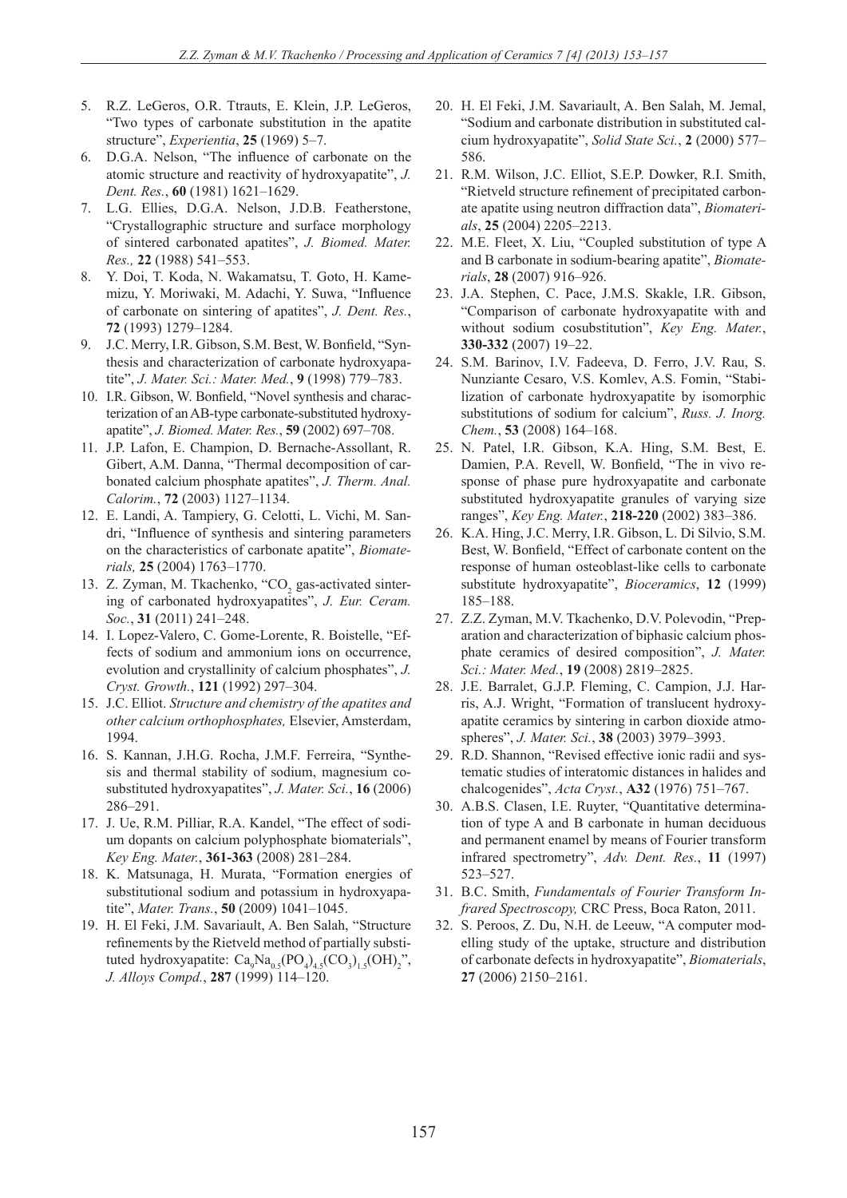5. R.Z. LeGeros, O.R. Ttrauts, E. Klein, J.P. LeGeros, "Two types of carbonate substitution in the apatite structure", *Experientia*, **25** (1969) 5–7.
6. D.G.A. Nelson, "The influence of carbonate on the atomic structure and reactivity of hydroxyapatite", *J. Dent. Res.*, **60** (1981) 1621–1629.
7. L.G. Ellies, D.G.A. Nelson, J.D.B. Featherstone, "Crystallographic structure and surface morphology of sintered carbonated apatites", *J. Biomed. Mater. Res.,* **22** (1988) 541–553.
8. Y. Doi, T. Koda, N. Wakamatsu, T. Goto, H. Kamemizu, Y. Moriwaki, M. Adachi, Y. Suwa, "Influence of carbonate on sintering of apatites", *J. Dent. Res.*, **72** (1993) 1279–1284.
9. J.C. Merry, I.R. Gibson, S.M. Best, W. Bonfield, "Synthesis and characterization of carbonate hydroxyapatite", *J. Mater. Sci.: Mater. Med.*, **9** (1998) 779–783.
10. I.R. Gibson, W. Bonfield, "Novel synthesis and characterization of an AB-type carbonate-substituted hydroxyapatite", *J. Biomed. Mater. Res.*, **59** (2002) 697–708.
11. J.P. Lafon, E. Champion, D. Bernache-Assollant, R. Gibert, A.M. Danna, "Thermal decomposition of carbonated calcium phosphate apatites", *J. Therm. Anal. Calorim.*, **72** (2003) 1127–1134.
12. E. Landi, A. Tampiery, G. Celotti, L. Vichi, M. Sandri, "Influence of synthesis and sintering parameters on the characteristics of carbonate apatite", *Biomaterials,* **25** (2004) 1763–1770.
13. Z. Zyman, M. Tkachenko, "$CO_2$ gas-activated sintering of carbonated hydroxyapatites", *J. Eur. Ceram. Soc.*, **31** (2011) 241–248.
14. I. Lopez-Valero, C. Gome-Lorente, R. Boistelle, "Effects of sodium and ammonium ions on occurrence, evolution and crystallinity of calcium phosphates", *J. Cryst. Growth.*, **121** (1992) 297–304.
15. J.C. Elliot. *Structure and chemistry of the apatites and other calcium orthophosphates,* Elsevier, Amsterdam, 1994.
16. S. Kannan, J.H.G. Rocha, J.M.F. Ferreira, "Synthesis and thermal stability of sodium, magnesium co-substituted hydroxyapatites", *J. Mater. Sci.*, **16** (2006) 286–291.
17. J. Ue, R.M. Pilliar, R.A. Kandel, "The effect of sodium dopants on calcium polyphosphate biomaterials", *Key Eng. Mater.*, **361-363** (2008) 281–284.
18. K. Matsunaga, H. Murata, "Formation energies of substitutional sodium and potassium in hydroxyapatite", *Mater. Trans.*, **50** (2009) 1041–1045.
19. H. El Feki, J.M. Savariault, A. Ben Salah, "Structure refinements by the Rietveld method of partially substituted hydroxyapatite: $Ca_9Na_{0.5}(PO_4)_{4.5}(CO_3)_{1.5}(OH)_2$", *J. Alloys Compd.*, **287** (1999) 114–120.
20. H. El Feki, J.M. Savariault, A. Ben Salah, M. Jemal, "Sodium and carbonate distribution in substituted calcium hydroxyapatite", *Solid State Sci.*, **2** (2000) 577–586.
21. R.M. Wilson, J.C. Elliot, S.E.P. Dowker, R.I. Smith, "Rietveld structure refinement of precipitated carbonate apatite using neutron diffraction data", *Biomaterials*, **25** (2004) 2205–2213.
22. M.E. Fleet, X. Liu, "Coupled substitution of type A and B carbonate in sodium-bearing apatite", *Biomaterials*, **28** (2007) 916–926.
23. J.A. Stephen, C. Pace, J.M.S. Skakle, I.R. Gibson, "Comparison of carbonate hydroxyapatite with and without sodium cosubstitution", *Key Eng. Mater.*, **330-332** (2007) 19–22.
24. S.M. Barinov, I.V. Fadeeva, D. Ferro, J.V. Rau, S. Nunziante Cesaro, V.S. Komlev, A.S. Fomin, "Stabilization of carbonate hydroxyapatite by isomorphic substitutions of sodium for calcium", *Russ. J. Inorg. Chem.*, **53** (2008) 164–168.
25. N. Patel, I.R. Gibson, K.A. Hing, S.M. Best, E. Damien, P.A. Revell, W. Bonfield, "The in vivo response of phase pure hydroxyapatite and carbonate substituted hydroxyapatite granules of varying size ranges", *Key Eng. Mater.*, **218-220** (2002) 383–386.
26. K.A. Hing, J.C. Merry, I.R. Gibson, L. Di Silvio, S.M. Best, W. Bonfield, "Effect of carbonate content on the response of human osteoblast-like cells to carbonate substitute hydroxyapatite", *Bioceramics*, **12** (1999) 185–188.
27. Z.Z. Zyman, M.V. Tkachenko, D.V. Polevodin, "Preparation and characterization of biphasic calcium phosphate ceramics of desired composition", *J. Mater. Sci.: Mater. Med.*, **19** (2008) 2819–2825.
28. J.E. Barralet, G.J.P. Fleming, C. Campion, J.J. Harris, A.J. Wright, "Formation of translucent hydroxyapatite ceramics by sintering in carbon dioxide atmospheres", *J. Mater. Sci.*, **38** (2003) 3979–3993.
29. R.D. Shannon, "Revised effective ionic radii and systematic studies of interatomic distances in halides and chalcogenides", *Acta Cryst.*, **A32** (1976) 751–767.
30. A.B.S. Clasen, I.E. Ruyter, "Quantitative determination of type A and B carbonate in human deciduous and permanent enamel by means of Fourier transform infrared spectrometry", *Adv. Dent. Res.*, **11** (1997) 523–527.
31. B.C. Smith, *Fundamentals of Fourier Transform Infrared Spectroscopy,* CRC Press, Boca Raton, 2011.
32. S. Peroos, Z. Du, N.H. de Leeuw, "A computer modelling study of the uptake, structure and distribution of carbonate defects in hydroxyapatite", *Biomaterials*, **27** (2006) 2150–2161.